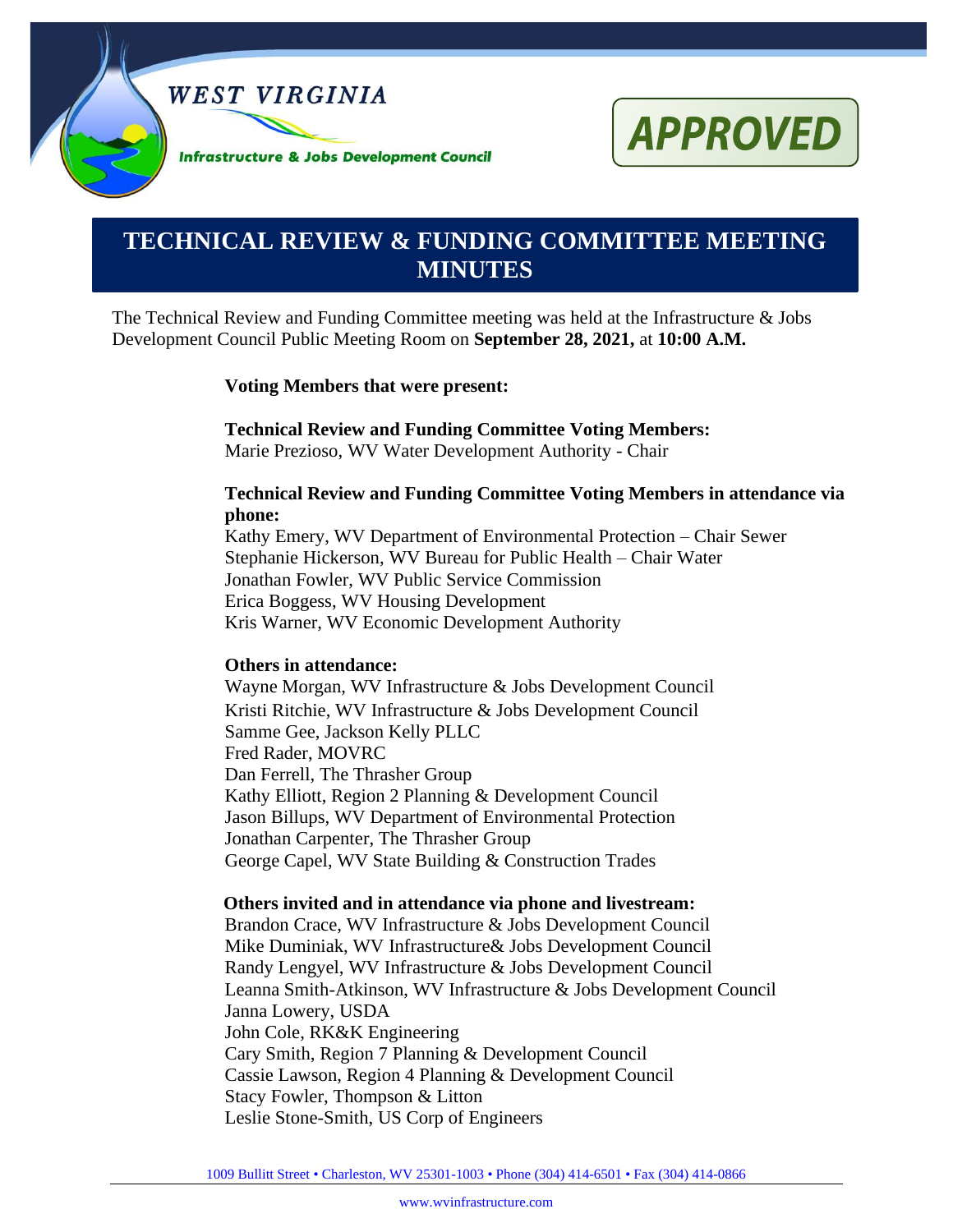WEST VIRGINIA

Infrastructure & Jobs Development Council

APPROVED

# TECHNICAL REVIEW & FUNDING COMMITTEE MEETING MINUTES

The Technical Review and Funding Committee meeting was held at the Infrastructure & Jobs Development Council Public Meeting Room on **September 28, 2021,** at **10:00 A.M.**

**Voting Members that were present:**

**Technical Review and Funding Committee Voting Members:**
Marie Prezioso, WV Water Development Authority - Chair

**Technical Review and Funding Committee Voting Members in attendance via phone:**
Kathy Emery, WV Department of Environmental Protection – Chair Sewer
Stephanie Hickerson, WV Bureau for Public Health – Chair Water
Jonathan Fowler, WV Public Service Commission
Erica Boggess, WV Housing Development
Kris Warner, WV Economic Development Authority

**Others in attendance:**
Wayne Morgan, WV Infrastructure & Jobs Development Council
Kristi Ritchie, WV Infrastructure & Jobs Development Council
Samme Gee, Jackson Kelly PLLC
Fred Rader, MOVRC
Dan Ferrell, The Thrasher Group
Kathy Elliott, Region 2 Planning & Development Council
Jason Billups, WV Department of Environmental Protection
Jonathan Carpenter, The Thrasher Group
George Capel, WV State Building & Construction Trades

**Others invited and in attendance via phone and livestream:**
Brandon Crace, WV Infrastructure & Jobs Development Council
Mike Duminiak, WV Infrastructure& Jobs Development Council
Randy Lengyel, WV Infrastructure & Jobs Development Council
Leanna Smith-Atkinson, WV Infrastructure & Jobs Development Council
Janna Lowery, USDA
John Cole, RK&K Engineering
Cary Smith, Region 7 Planning & Development Council
Cassie Lawson, Region 4 Planning & Development Council
Stacy Fowler, Thompson & Litton
Leslie Stone-Smith, US Corp of Engineers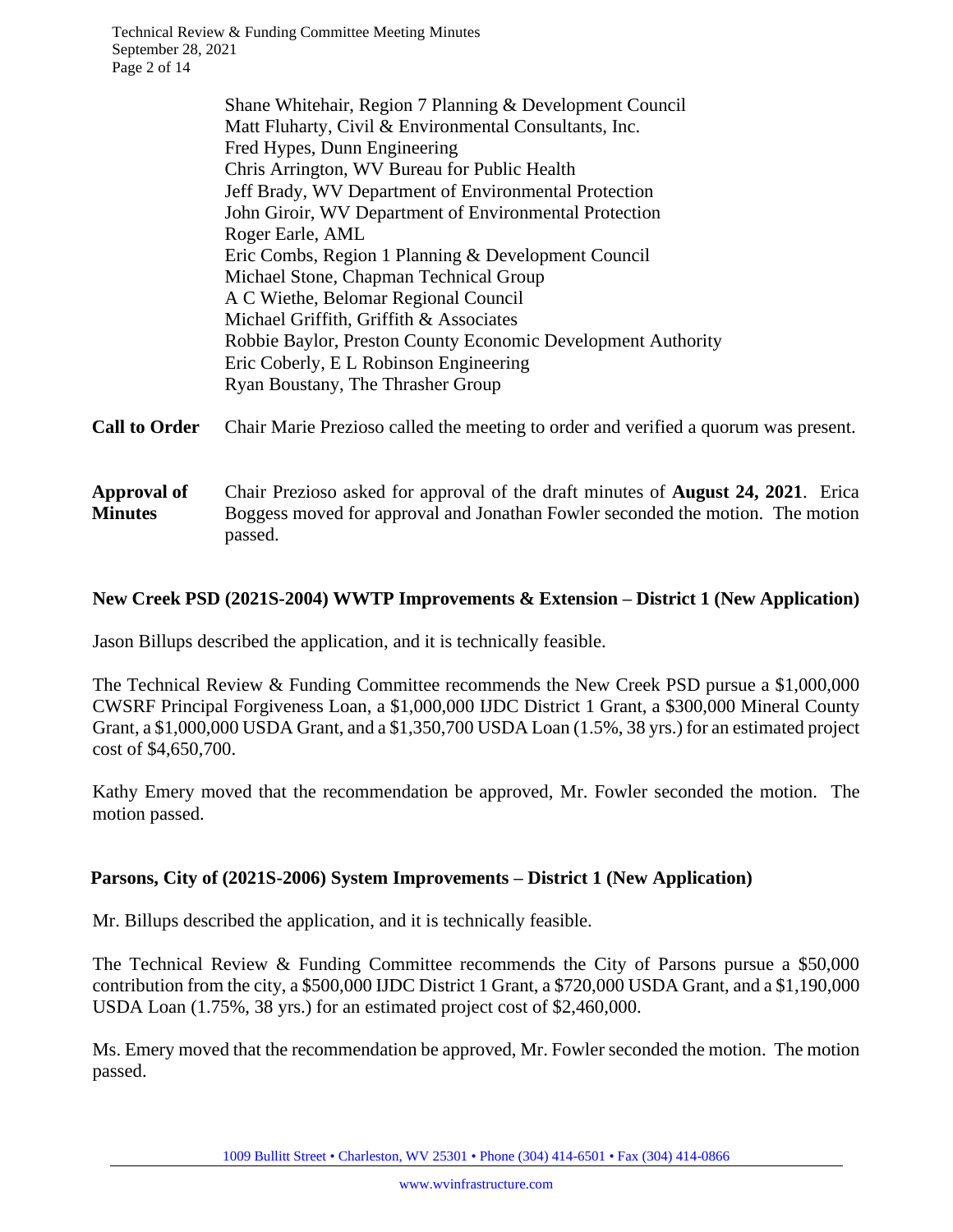Shane Whitehair, Region 7 Planning & Development Council
Matt Fluharty, Civil & Environmental Consultants, Inc.
Fred Hypes, Dunn Engineering
Chris Arrington, WV Bureau for Public Health
Jeff Brady, WV Department of Environmental Protection
John Giroir, WV Department of Environmental Protection
Roger Earle, AML
Eric Combs, Region 1 Planning & Development Council
Michael Stone, Chapman Technical Group
A C Wiethe, Belomar Regional Council
Michael Griffith, Griffith & Associates
Robbie Baylor, Preston County Economic Development Authority
Eric Coberly, E L Robinson Engineering
Ryan Boustany, The Thrasher Group

**Call to Order** Chair Marie Prezioso called the meeting to order and verified a quorum was present.

**Approval of Minutes** Chair Prezioso asked for approval of the draft minutes of **August 24, 2021**. Erica Boggess moved for approval and Jonathan Fowler seconded the motion. The motion passed.

**New Creek PSD (2021S-2004) WWTP Improvements & Extension – District 1 (New Application)**

Jason Billups described the application, and it is technically feasible.

The Technical Review & Funding Committee recommends the New Creek PSD pursue a $1,000,000 CWSRF Principal Forgiveness Loan, a $1,000,000 IJDC District 1 Grant, a $300,000 Mineral County Grant, a $1,000,000 USDA Grant, and a $1,350,700 USDA Loan (1.5%, 38 yrs.) for an estimated project cost of $4,650,700.

Kathy Emery moved that the recommendation be approved, Mr. Fowler seconded the motion. The motion passed.

**Parsons, City of (2021S-2006) System Improvements – District 1 (New Application)**

Mr. Billups described the application, and it is technically feasible.

The Technical Review & Funding Committee recommends the City of Parsons pursue a $50,000 contribution from the city, a $500,000 IJDC District 1 Grant, a $720,000 USDA Grant, and a $1,190,000 USDA Loan (1.75%, 38 yrs.) for an estimated project cost of $2,460,000.

Ms. Emery moved that the recommendation be approved, Mr. Fowler seconded the motion. The motion passed.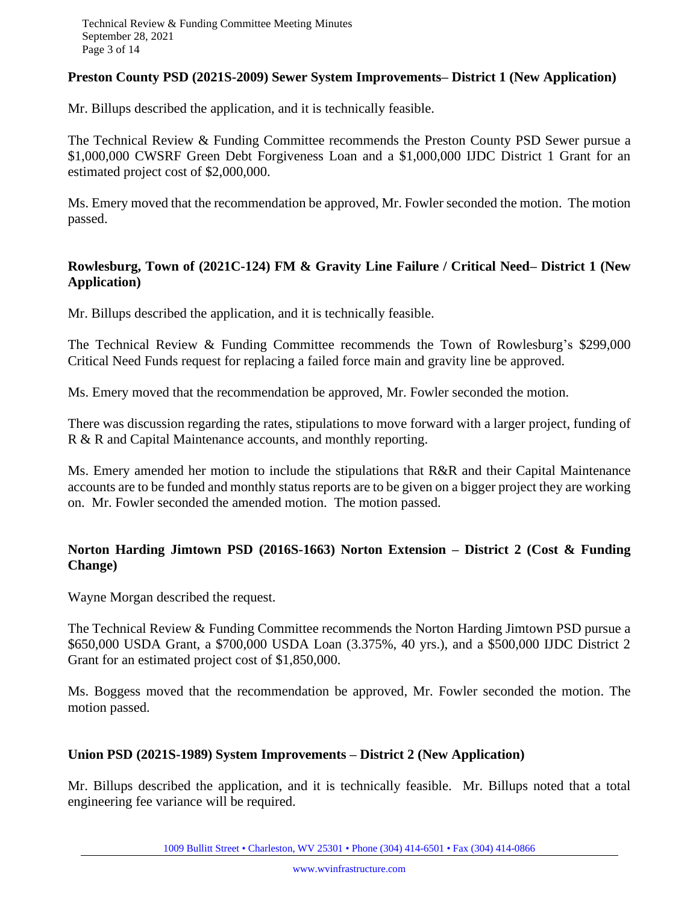**Preston County PSD (2021S-2009) Sewer System Improvements– District 1 (New Application)**

Mr. Billups described the application, and it is technically feasible.

The Technical Review & Funding Committee recommends the Preston County PSD Sewer pursue a $1,000,000 CWSRF Green Debt Forgiveness Loan and a $1,000,000 IJDC District 1 Grant for an estimated project cost of $2,000,000.

Ms. Emery moved that the recommendation be approved, Mr. Fowler seconded the motion. The motion passed.

**Rowlesburg, Town of (2021C-124) FM & Gravity Line Failure / Critical Need– District 1 (New Application)**

Mr. Billups described the application, and it is technically feasible.

The Technical Review & Funding Committee recommends the Town of Rowlesburg's $299,000 Critical Need Funds request for replacing a failed force main and gravity line be approved.

Ms. Emery moved that the recommendation be approved, Mr. Fowler seconded the motion.

There was discussion regarding the rates, stipulations to move forward with a larger project, funding of R & R and Capital Maintenance accounts, and monthly reporting.

Ms. Emery amended her motion to include the stipulations that R&R and their Capital Maintenance accounts are to be funded and monthly status reports are to be given on a bigger project they are working on. Mr. Fowler seconded the amended motion. The motion passed.

**Norton Harding Jimtown PSD (2016S-1663) Norton Extension – District 2 (Cost & Funding Change)**

Wayne Morgan described the request.

The Technical Review & Funding Committee recommends the Norton Harding Jimtown PSD pursue a $650,000 USDA Grant, a $700,000 USDA Loan (3.375%, 40 yrs.), and a $500,000 IJDC District 2 Grant for an estimated project cost of $1,850,000.

Ms. Boggess moved that the recommendation be approved, Mr. Fowler seconded the motion. The motion passed.

**Union PSD (2021S-1989) System Improvements – District 2 (New Application)**

Mr. Billups described the application, and it is technically feasible. Mr. Billups noted that a total engineering fee variance will be required.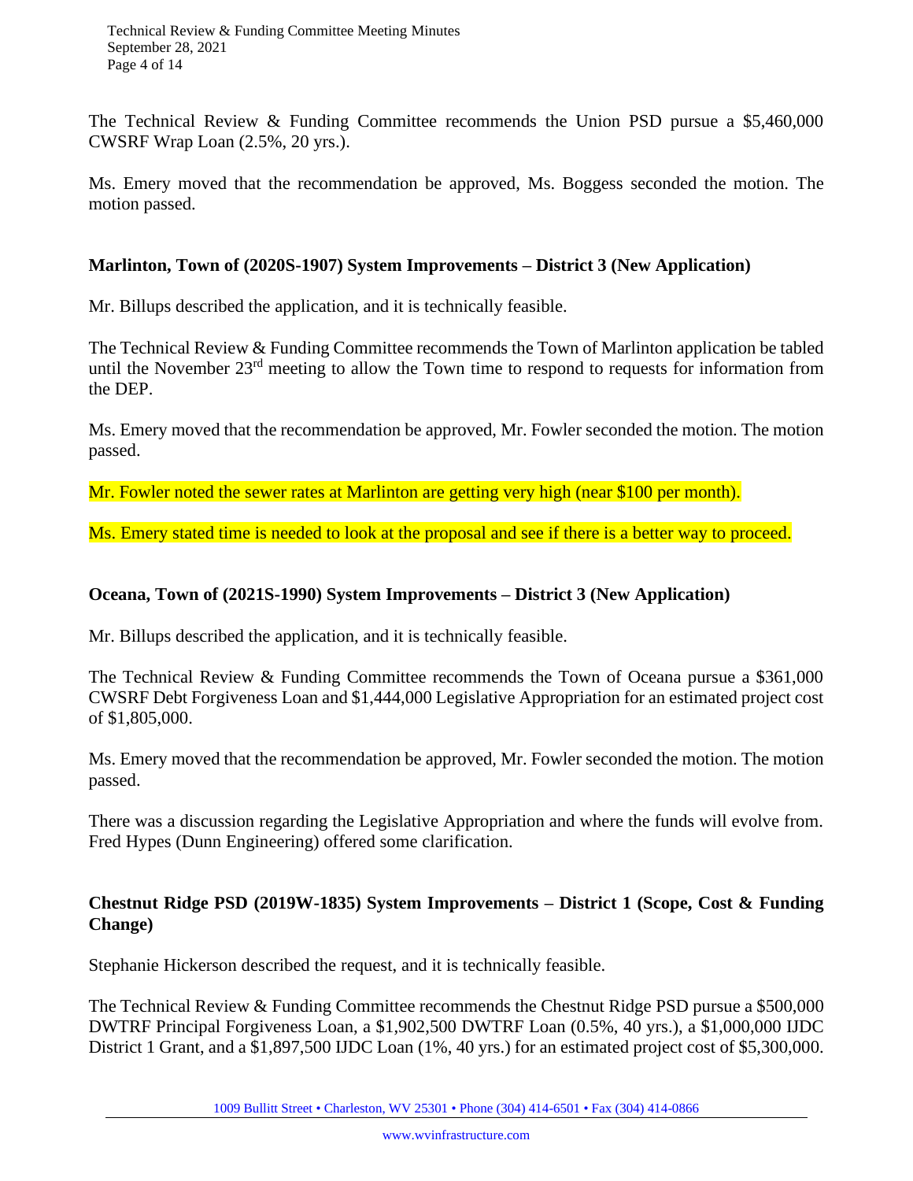The Technical Review & Funding Committee recommends the Union PSD pursue a $5,460,000 CWSRF Wrap Loan (2.5%, 20 yrs.).

Ms. Emery moved that the recommendation be approved, Ms. Boggess seconded the motion. The motion passed.

**Marlinton, Town of (2020S-1907) System Improvements – District 3 (New Application)**

Mr. Billups described the application, and it is technically feasible.

The Technical Review & Funding Committee recommends the Town of Marlinton application be tabled until the November 23rd meeting to allow the Town time to respond to requests for information from the DEP.

Ms. Emery moved that the recommendation be approved, Mr. Fowler seconded the motion. The motion passed.

Mr. Fowler noted the sewer rates at Marlinton are getting very high (near $100 per month).

Ms. Emery stated time is needed to look at the proposal and see if there is a better way to proceed.

**Oceana, Town of (2021S-1990) System Improvements – District 3 (New Application)**

Mr. Billups described the application, and it is technically feasible.

The Technical Review & Funding Committee recommends the Town of Oceana pursue a $361,000 CWSRF Debt Forgiveness Loan and $1,444,000 Legislative Appropriation for an estimated project cost of $1,805,000.

Ms. Emery moved that the recommendation be approved, Mr. Fowler seconded the motion. The motion passed.

There was a discussion regarding the Legislative Appropriation and where the funds will evolve from. Fred Hypes (Dunn Engineering) offered some clarification.

**Chestnut Ridge PSD (2019W-1835) System Improvements – District 1 (Scope, Cost & Funding Change)**

Stephanie Hickerson described the request, and it is technically feasible.

The Technical Review & Funding Committee recommends the Chestnut Ridge PSD pursue a $500,000 DWTRF Principal Forgiveness Loan, a $1,902,500 DWTRF Loan (0.5%, 40 yrs.), a $1,000,000 IJDC District 1 Grant, and a $1,897,500 IJDC Loan (1%, 40 yrs.) for an estimated project cost of $5,300,000.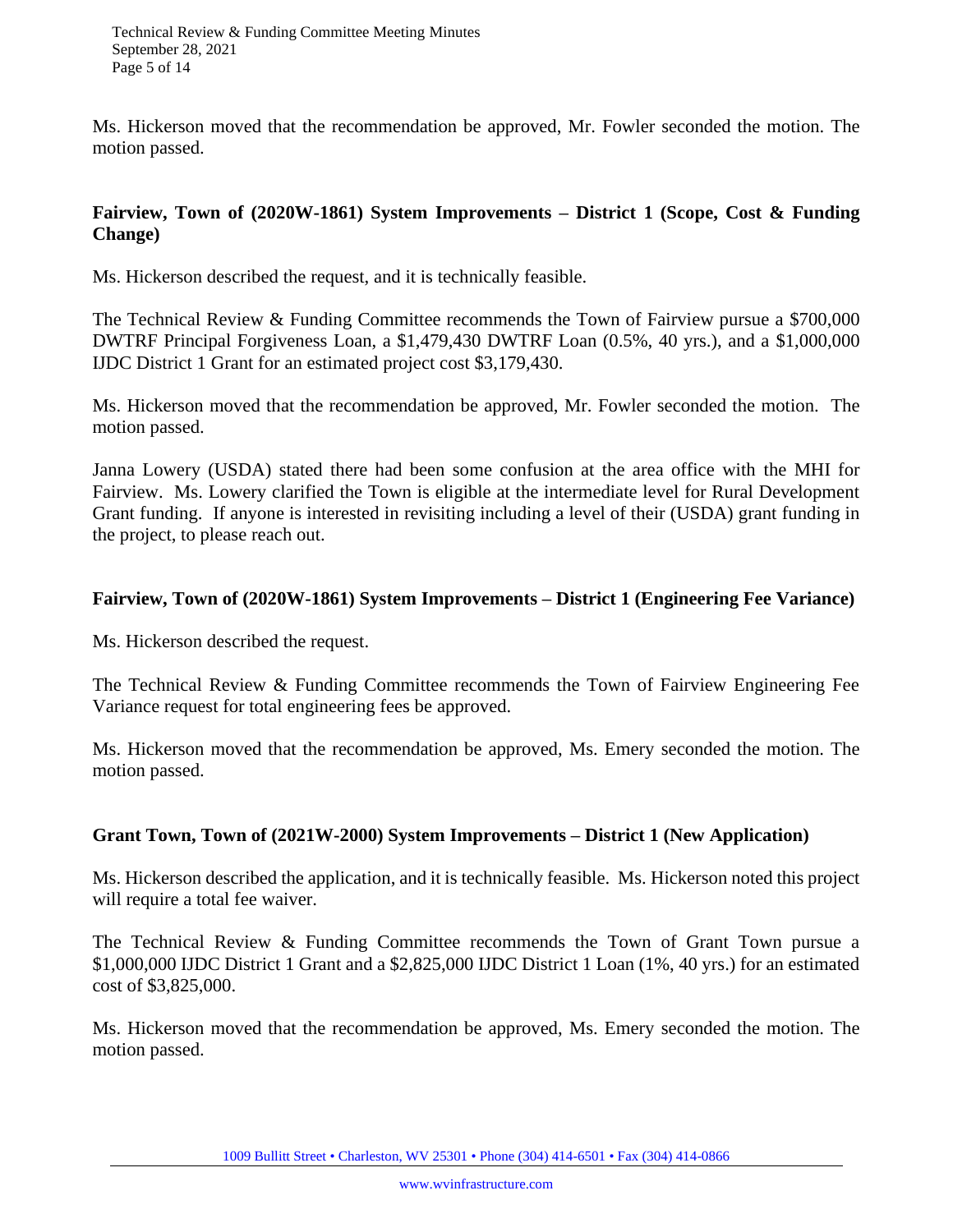Ms. Hickerson moved that the recommendation be approved, Mr. Fowler seconded the motion. The motion passed.

**Fairview, Town of (2020W-1861) System Improvements – District 1 (Scope, Cost & Funding Change)**

Ms. Hickerson described the request, and it is technically feasible.

The Technical Review & Funding Committee recommends the Town of Fairview pursue a $700,000 DWTRF Principal Forgiveness Loan, a $1,479,430 DWTRF Loan (0.5%, 40 yrs.), and a $1,000,000 IJDC District 1 Grant for an estimated project cost $3,179,430.

Ms. Hickerson moved that the recommendation be approved, Mr. Fowler seconded the motion. The motion passed.

Janna Lowery (USDA) stated there had been some confusion at the area office with the MHI for Fairview. Ms. Lowery clarified the Town is eligible at the intermediate level for Rural Development Grant funding. If anyone is interested in revisiting including a level of their (USDA) grant funding in the project, to please reach out.

**Fairview, Town of (2020W-1861) System Improvements – District 1 (Engineering Fee Variance)**

Ms. Hickerson described the request.

The Technical Review & Funding Committee recommends the Town of Fairview Engineering Fee Variance request for total engineering fees be approved.

Ms. Hickerson moved that the recommendation be approved, Ms. Emery seconded the motion. The motion passed.

**Grant Town, Town of (2021W-2000) System Improvements – District 1 (New Application)**

Ms. Hickerson described the application, and it is technically feasible. Ms. Hickerson noted this project will require a total fee waiver.

The Technical Review & Funding Committee recommends the Town of Grant Town pursue a $1,000,000 IJDC District 1 Grant and a $2,825,000 IJDC District 1 Loan (1%, 40 yrs.) for an estimated cost of $3,825,000.

Ms. Hickerson moved that the recommendation be approved, Ms. Emery seconded the motion. The motion passed.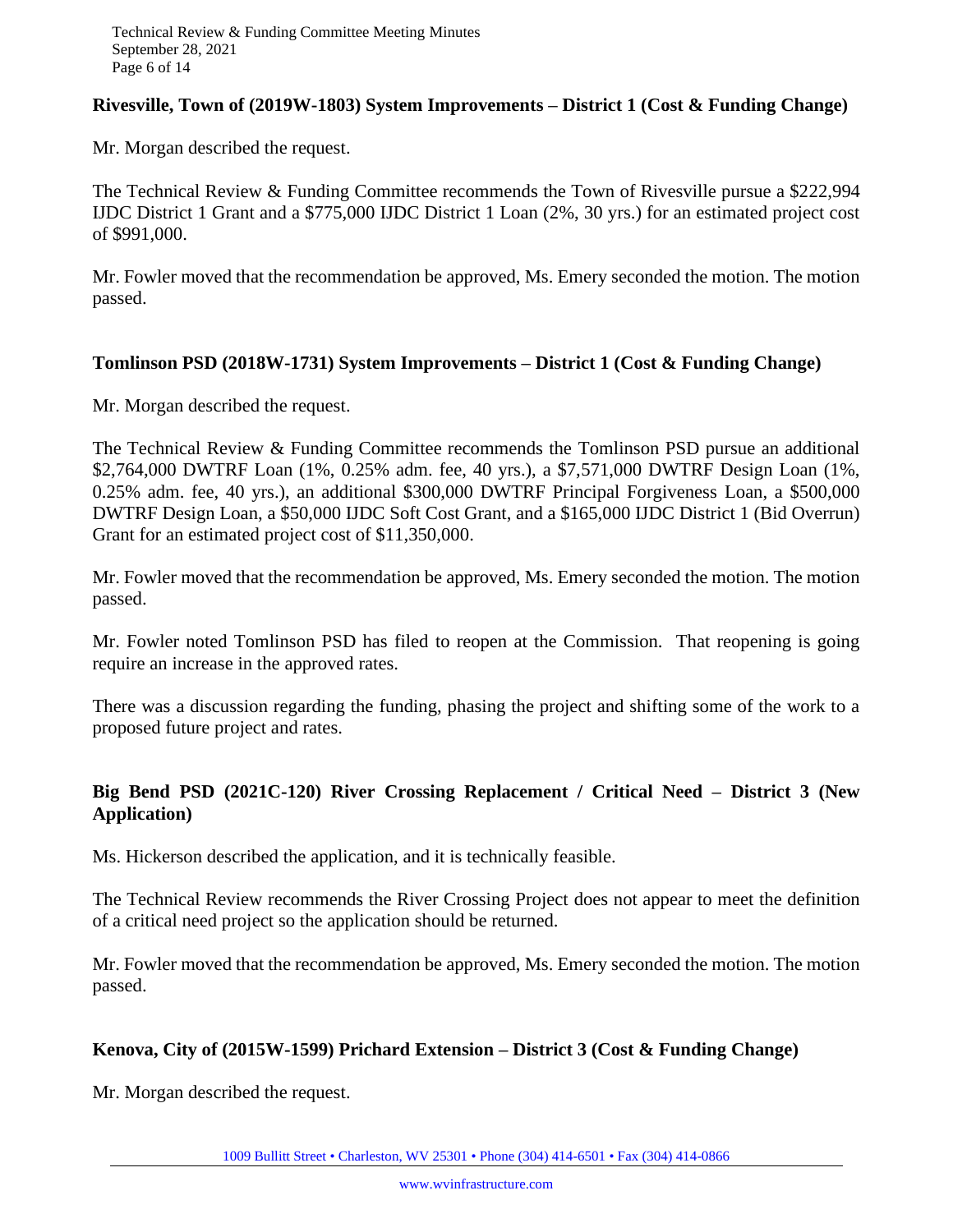**Rivesville, Town of (2019W-1803) System Improvements – District 1 (Cost & Funding Change)**

Mr. Morgan described the request.

The Technical Review & Funding Committee recommends the Town of Rivesville pursue a $222,994 IJDC District 1 Grant and a $775,000 IJDC District 1 Loan (2%, 30 yrs.) for an estimated project cost of $991,000.

Mr. Fowler moved that the recommendation be approved, Ms. Emery seconded the motion. The motion passed.

**Tomlinson PSD (2018W-1731) System Improvements – District 1 (Cost & Funding Change)**

Mr. Morgan described the request.

The Technical Review & Funding Committee recommends the Tomlinson PSD pursue an additional $2,764,000 DWTRF Loan (1%, 0.25% adm. fee, 40 yrs.), a $7,571,000 DWTRF Design Loan (1%, 0.25% adm. fee, 40 yrs.), an additional $300,000 DWTRF Principal Forgiveness Loan, a $500,000 DWTRF Design Loan, a $50,000 IJDC Soft Cost Grant, and a $165,000 IJDC District 1 (Bid Overrun) Grant for an estimated project cost of $11,350,000.

Mr. Fowler moved that the recommendation be approved, Ms. Emery seconded the motion. The motion passed.

Mr. Fowler noted Tomlinson PSD has filed to reopen at the Commission. That reopening is going require an increase in the approved rates.

There was a discussion regarding the funding, phasing the project and shifting some of the work to a proposed future project and rates.

**Big Bend PSD (2021C-120) River Crossing Replacement / Critical Need – District 3 (New Application)**

Ms. Hickerson described the application, and it is technically feasible.

The Technical Review recommends the River Crossing Project does not appear to meet the definition of a critical need project so the application should be returned.

Mr. Fowler moved that the recommendation be approved, Ms. Emery seconded the motion. The motion passed.

**Kenova, City of (2015W-1599) Prichard Extension – District 3 (Cost & Funding Change)**

Mr. Morgan described the request.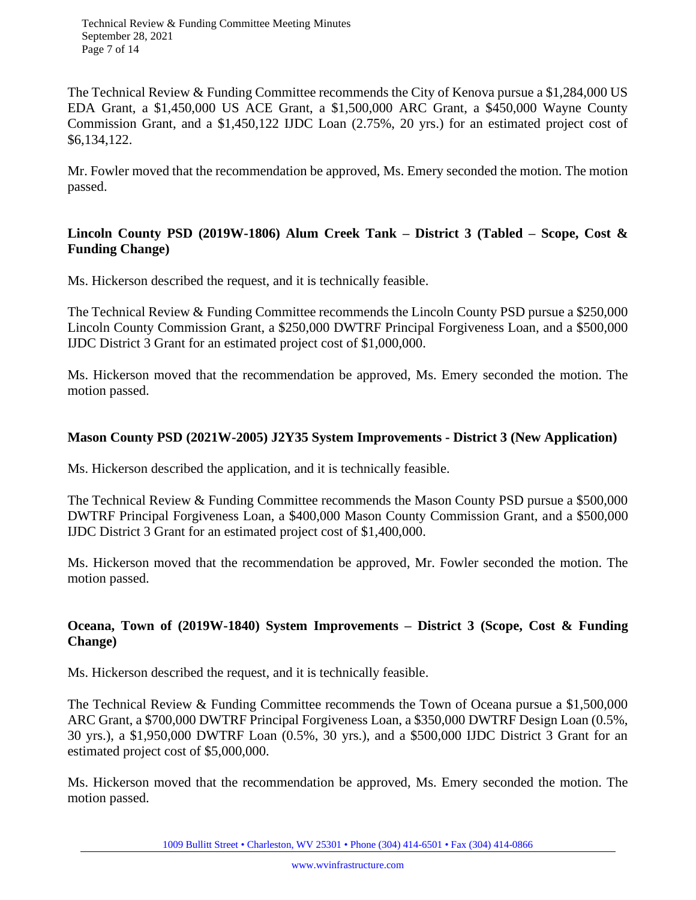The Technical Review & Funding Committee recommends the City of Kenova pursue a $1,284,000 US EDA Grant, a $1,450,000 US ACE Grant, a $1,500,000 ARC Grant, a $450,000 Wayne County Commission Grant, and a $1,450,122 IJDC Loan (2.75%, 20 yrs.) for an estimated project cost of $6,134,122.

Mr. Fowler moved that the recommendation be approved, Ms. Emery seconded the motion. The motion passed.

**Lincoln County PSD (2019W-1806) Alum Creek Tank – District 3 (Tabled – Scope, Cost & Funding Change)**

Ms. Hickerson described the request, and it is technically feasible.

The Technical Review & Funding Committee recommends the Lincoln County PSD pursue a $250,000 Lincoln County Commission Grant, a $250,000 DWTRF Principal Forgiveness Loan, and a $500,000 IJDC District 3 Grant for an estimated project cost of $1,000,000.

Ms. Hickerson moved that the recommendation be approved, Ms. Emery seconded the motion. The motion passed.

**Mason County PSD (2021W-2005) J2Y35 System Improvements - District 3 (New Application)**

Ms. Hickerson described the application, and it is technically feasible.

The Technical Review & Funding Committee recommends the Mason County PSD pursue a $500,000 DWTRF Principal Forgiveness Loan, a $400,000 Mason County Commission Grant, and a $500,000 IJDC District 3 Grant for an estimated project cost of $1,400,000.

Ms. Hickerson moved that the recommendation be approved, Mr. Fowler seconded the motion. The motion passed.

**Oceana, Town of (2019W-1840) System Improvements – District 3 (Scope, Cost & Funding Change)**

Ms. Hickerson described the request, and it is technically feasible.

The Technical Review & Funding Committee recommends the Town of Oceana pursue a $1,500,000 ARC Grant, a $700,000 DWTRF Principal Forgiveness Loan, a $350,000 DWTRF Design Loan (0.5%, 30 yrs.), a $1,950,000 DWTRF Loan (0.5%, 30 yrs.), and a $500,000 IJDC District 3 Grant for an estimated project cost of $5,000,000.

Ms. Hickerson moved that the recommendation be approved, Ms. Emery seconded the motion. The motion passed.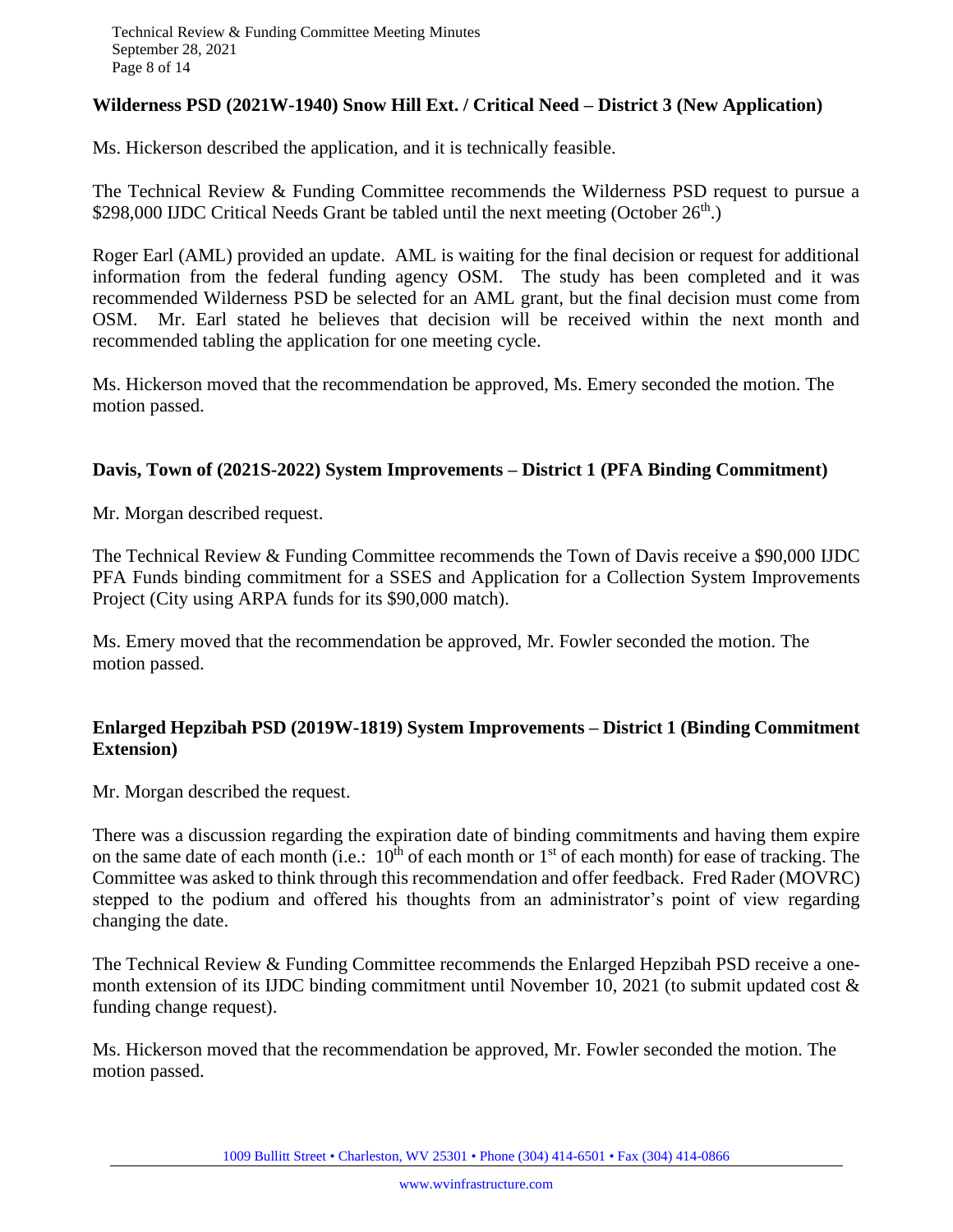**Wilderness PSD (2021W-1940) Snow Hill Ext. / Critical Need – District 3 (New Application)**

Ms. Hickerson described the application, and it is technically feasible.

The Technical Review & Funding Committee recommends the Wilderness PSD request to pursue a \$298,000 IJDC Critical Needs Grant be tabled until the next meeting (October 26th.)

Roger Earl (AML) provided an update. AML is waiting for the final decision or request for additional information from the federal funding agency OSM. The study has been completed and it was recommended Wilderness PSD be selected for an AML grant, but the final decision must come from OSM. Mr. Earl stated he believes that decision will be received within the next month and recommended tabling the application for one meeting cycle.

Ms. Hickerson moved that the recommendation be approved, Ms. Emery seconded the motion. The motion passed.

**Davis, Town of (2021S-2022) System Improvements – District 1 (PFA Binding Commitment)**

Mr. Morgan described request.

The Technical Review & Funding Committee recommends the Town of Davis receive a \$90,000 IJDC PFA Funds binding commitment for a SSES and Application for a Collection System Improvements Project (City using ARPA funds for its \$90,000 match).

Ms. Emery moved that the recommendation be approved, Mr. Fowler seconded the motion. The motion passed.

**Enlarged Hepzibah PSD (2019W-1819) System Improvements – District 1 (Binding Commitment Extension)**

Mr. Morgan described the request.

There was a discussion regarding the expiration date of binding commitments and having them expire on the same date of each month (i.e.: 10th of each month or 1st of each month) for ease of tracking. The Committee was asked to think through this recommendation and offer feedback. Fred Rader (MOVRC) stepped to the podium and offered his thoughts from an administrator's point of view regarding changing the date.

The Technical Review & Funding Committee recommends the Enlarged Hepzibah PSD receive a one-month extension of its IJDC binding commitment until November 10, 2021 (to submit updated cost & funding change request).

Ms. Hickerson moved that the recommendation be approved, Mr. Fowler seconded the motion. The motion passed.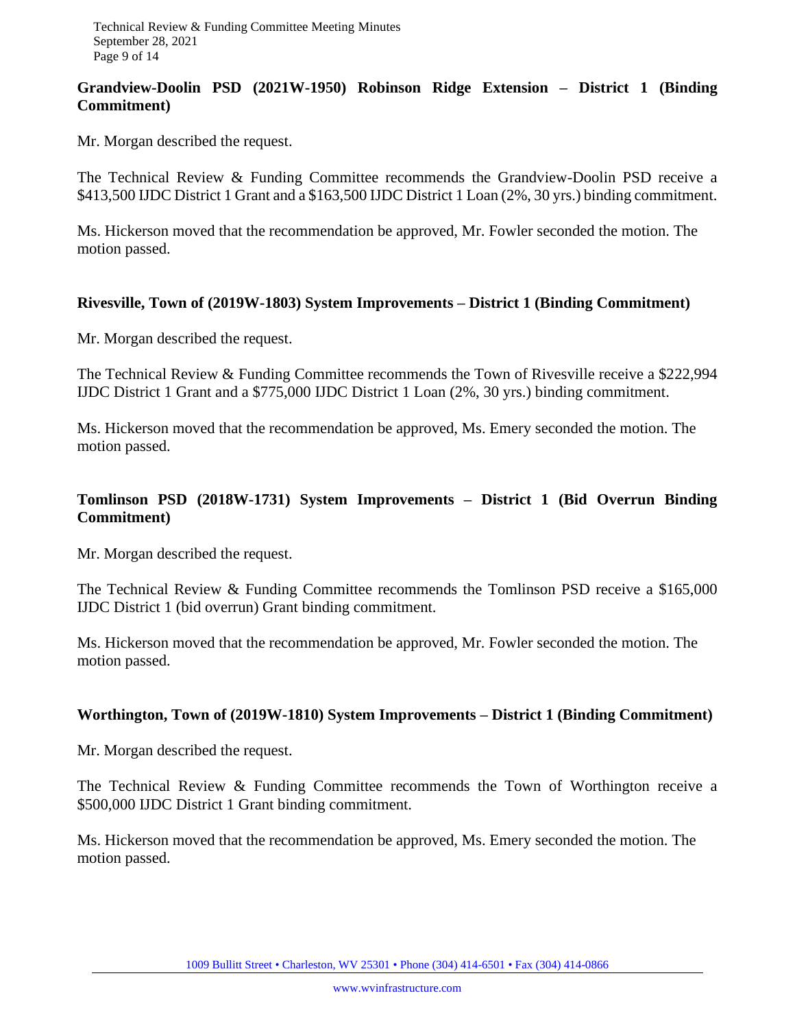**Grandview-Doolin PSD (2021W-1950) Robinson Ridge Extension – District 1 (Binding Commitment)**

Mr. Morgan described the request.

The Technical Review & Funding Committee recommends the Grandview-Doolin PSD receive a $413,500 IJDC District 1 Grant and a $163,500 IJDC District 1 Loan (2%, 30 yrs.) binding commitment.

Ms. Hickerson moved that the recommendation be approved, Mr. Fowler seconded the motion. The motion passed.

**Rivesville, Town of (2019W-1803) System Improvements – District 1 (Binding Commitment)**

Mr. Morgan described the request.

The Technical Review & Funding Committee recommends the Town of Rivesville receive a $222,994 IJDC District 1 Grant and a $775,000 IJDC District 1 Loan (2%, 30 yrs.) binding commitment.

Ms. Hickerson moved that the recommendation be approved, Ms. Emery seconded the motion. The motion passed.

**Tomlinson PSD (2018W-1731) System Improvements – District 1 (Bid Overrun Binding Commitment)**

Mr. Morgan described the request.

The Technical Review & Funding Committee recommends the Tomlinson PSD receive a $165,000 IJDC District 1 (bid overrun) Grant binding commitment.

Ms. Hickerson moved that the recommendation be approved, Mr. Fowler seconded the motion. The motion passed.

**Worthington, Town of (2019W-1810) System Improvements – District 1 (Binding Commitment)**

Mr. Morgan described the request.

The Technical Review & Funding Committee recommends the Town of Worthington receive a $500,000 IJDC District 1 Grant binding commitment.

Ms. Hickerson moved that the recommendation be approved, Ms. Emery seconded the motion. The motion passed.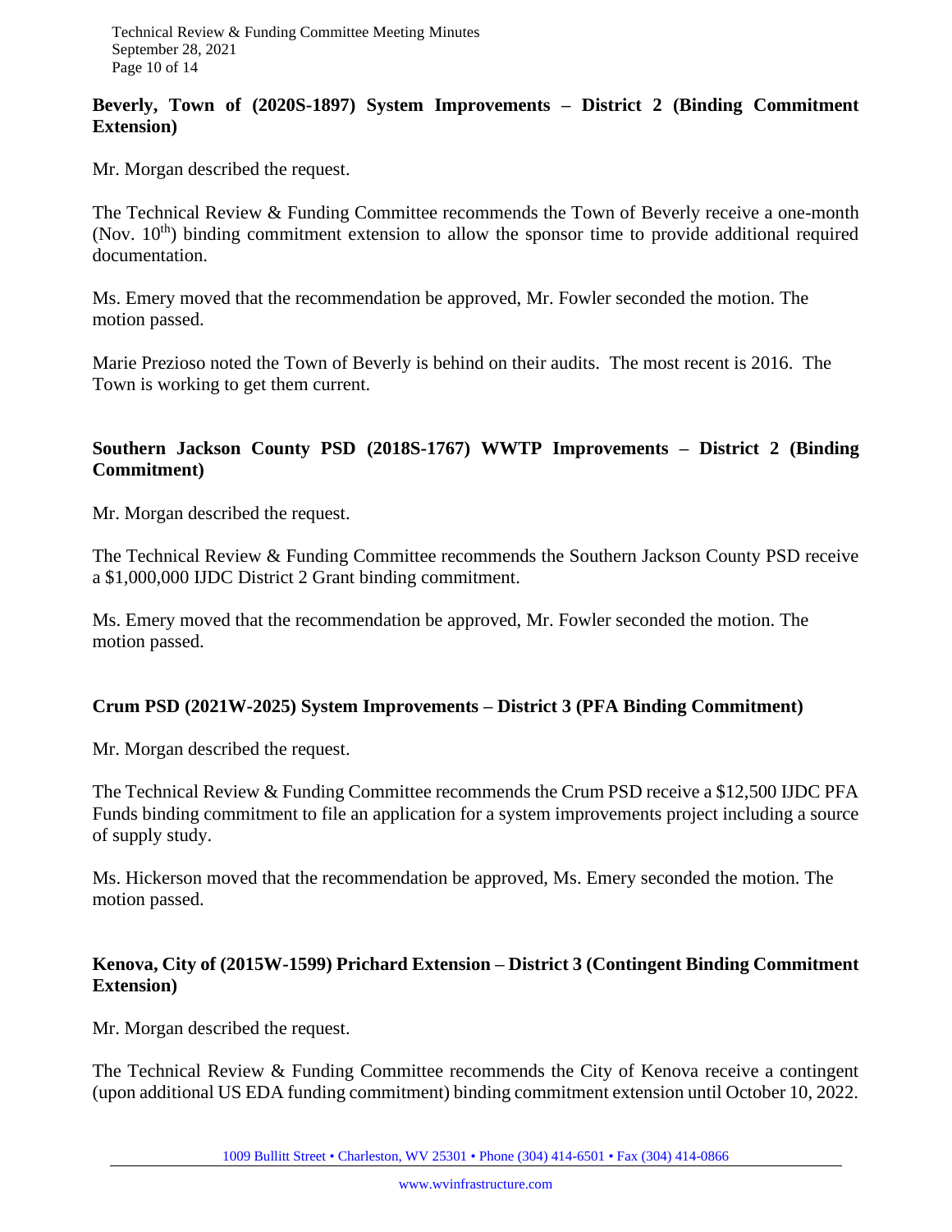**Beverly, Town of (2020S-1897) System Improvements – District 2 (Binding Commitment Extension)**

Mr. Morgan described the request.

The Technical Review & Funding Committee recommends the Town of Beverly receive a one-month (Nov. 10th) binding commitment extension to allow the sponsor time to provide additional required documentation.

Ms. Emery moved that the recommendation be approved, Mr. Fowler seconded the motion. The motion passed.

Marie Prezioso noted the Town of Beverly is behind on their audits. The most recent is 2016. The Town is working to get them current.

**Southern Jackson County PSD (2018S-1767) WWTP Improvements – District 2 (Binding Commitment)**

Mr. Morgan described the request.

The Technical Review & Funding Committee recommends the Southern Jackson County PSD receive a $1,000,000 IJDC District 2 Grant binding commitment.

Ms. Emery moved that the recommendation be approved, Mr. Fowler seconded the motion. The motion passed.

**Crum PSD (2021W-2025) System Improvements – District 3 (PFA Binding Commitment)**

Mr. Morgan described the request.

The Technical Review & Funding Committee recommends the Crum PSD receive a $12,500 IJDC PFA Funds binding commitment to file an application for a system improvements project including a source of supply study.

Ms. Hickerson moved that the recommendation be approved, Ms. Emery seconded the motion. The motion passed.

**Kenova, City of (2015W-1599) Prichard Extension – District 3 (Contingent Binding Commitment Extension)**

Mr. Morgan described the request.

The Technical Review & Funding Committee recommends the City of Kenova receive a contingent (upon additional US EDA funding commitment) binding commitment extension until October 10, 2022.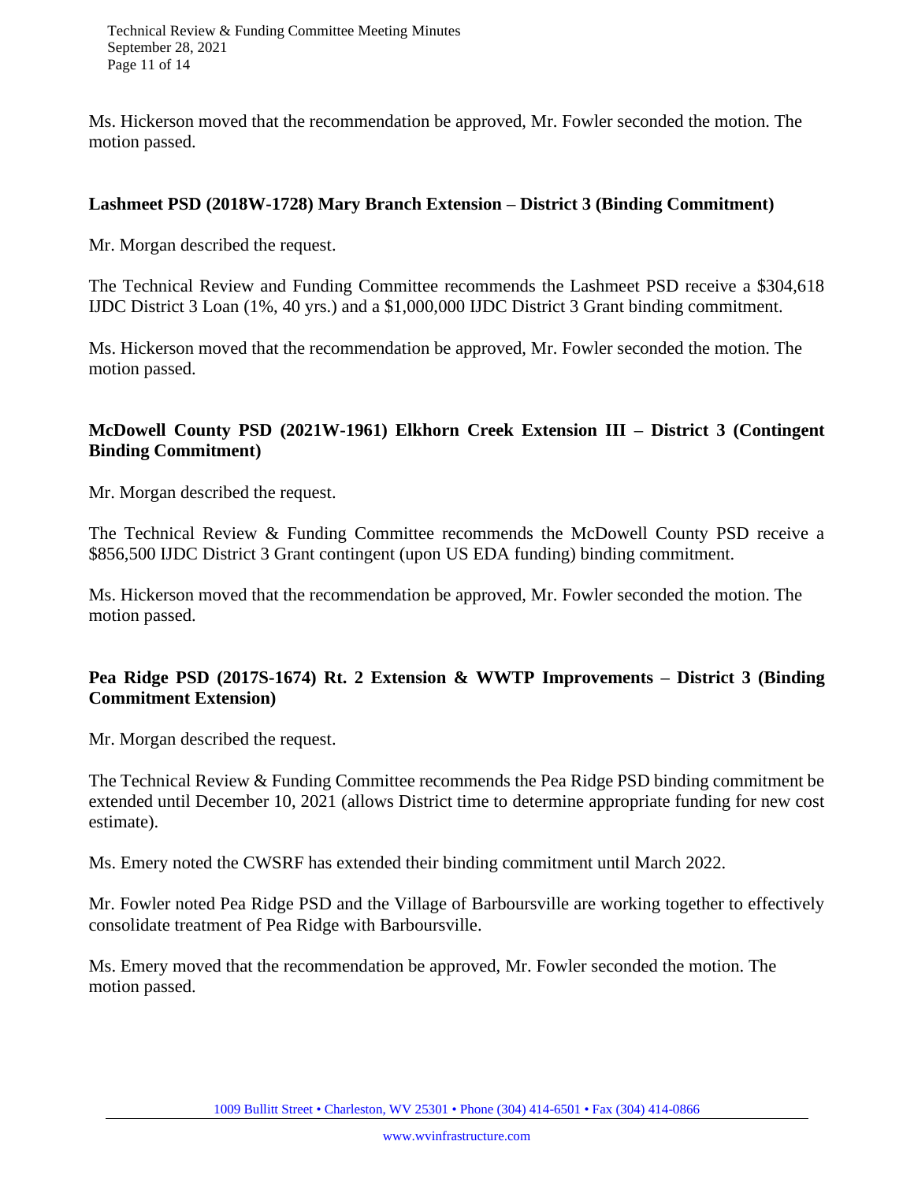Ms. Hickerson moved that the recommendation be approved, Mr. Fowler seconded the motion. The motion passed.

**Lashmeet PSD (2018W-1728) Mary Branch Extension – District 3 (Binding Commitment)**

Mr. Morgan described the request.

The Technical Review and Funding Committee recommends the Lashmeet PSD receive a $304,618 IJDC District 3 Loan (1%, 40 yrs.) and a $1,000,000 IJDC District 3 Grant binding commitment.

Ms. Hickerson moved that the recommendation be approved, Mr. Fowler seconded the motion. The motion passed.

**McDowell County PSD (2021W-1961) Elkhorn Creek Extension III – District 3 (Contingent Binding Commitment)**

Mr. Morgan described the request.

The Technical Review & Funding Committee recommends the McDowell County PSD receive a $856,500 IJDC District 3 Grant contingent (upon US EDA funding) binding commitment.

Ms. Hickerson moved that the recommendation be approved, Mr. Fowler seconded the motion. The motion passed.

**Pea Ridge PSD (2017S-1674) Rt. 2 Extension & WWTP Improvements – District 3 (Binding Commitment Extension)**

Mr. Morgan described the request.

The Technical Review & Funding Committee recommends the Pea Ridge PSD binding commitment be extended until December 10, 2021 (allows District time to determine appropriate funding for new cost estimate).

Ms. Emery noted the CWSRF has extended their binding commitment until March 2022.

Mr. Fowler noted Pea Ridge PSD and the Village of Barboursville are working together to effectively consolidate treatment of Pea Ridge with Barboursville.

Ms. Emery moved that the recommendation be approved, Mr. Fowler seconded the motion. The motion passed.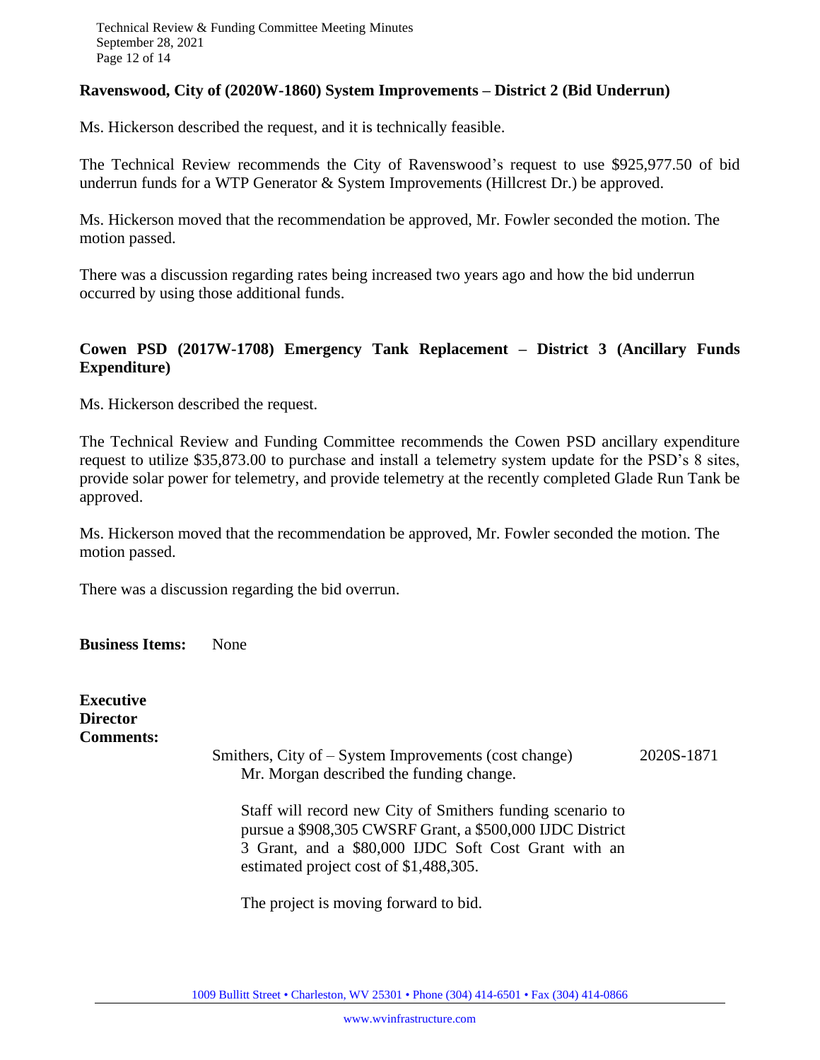**Ravenswood, City of (2020W-1860) System Improvements – District 2 (Bid Underrun)**

Ms. Hickerson described the request, and it is technically feasible.

The Technical Review recommends the City of Ravenswood's request to use $925,977.50 of bid underrun funds for a WTP Generator & System Improvements (Hillcrest Dr.) be approved.

Ms. Hickerson moved that the recommendation be approved, Mr. Fowler seconded the motion. The motion passed.

There was a discussion regarding rates being increased two years ago and how the bid underrun occurred by using those additional funds.

**Cowen PSD (2017W-1708) Emergency Tank Replacement – District 3 (Ancillary Funds Expenditure)**

Ms. Hickerson described the request.

The Technical Review and Funding Committee recommends the Cowen PSD ancillary expenditure request to utilize $35,873.00 to purchase and install a telemetry system update for the PSD's 8 sites, provide solar power for telemetry, and provide telemetry at the recently completed Glade Run Tank be approved.

Ms. Hickerson moved that the recommendation be approved, Mr. Fowler seconded the motion. The motion passed.

There was a discussion regarding the bid overrun.

**Business Items:** None

**Executive Director Comments:**

Smithers, City of – System Improvements (cost change) 2020S-1871

Mr. Morgan described the funding change.

Staff will record new City of Smithers funding scenario to pursue a $908,305 CWSRF Grant, a $500,000 IJDC District 3 Grant, and a $80,000 IJDC Soft Cost Grant with an estimated project cost of $1,488,305.

The project is moving forward to bid.

1009 Bullitt Street • Charleston, WV 25301 • Phone (304) 414-6501 • Fax (304) 414-0866

www.wvinfrastructure.com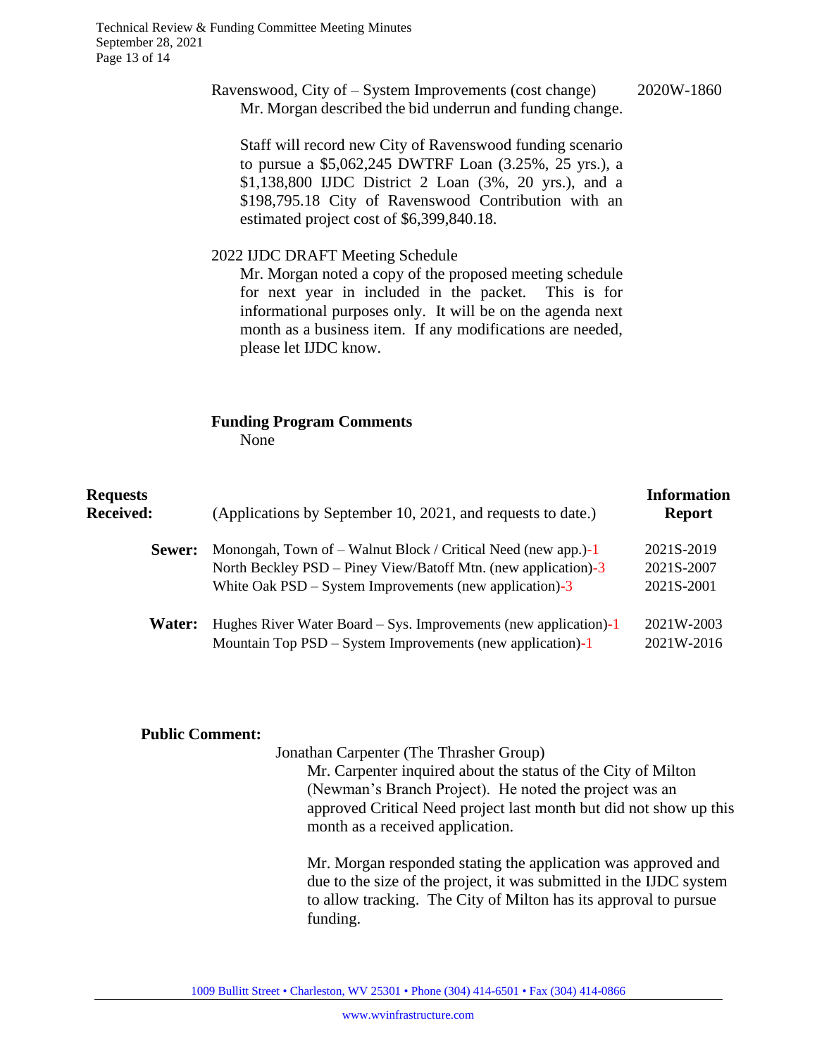Ravenswood, City of – System Improvements (cost change) 2020W-1860

Mr. Morgan described the bid underrun and funding change.

Staff will record new City of Ravenswood funding scenario to pursue a $5,062,245 DWTRF Loan (3.25%, 25 yrs.), a $1,138,800 IJDC District 2 Loan (3%, 20 yrs.), and a $198,795.18 City of Ravenswood Contribution with an estimated project cost of $6,399,840.18.

2022 IJDC DRAFT Meeting Schedule

Mr. Morgan noted a copy of the proposed meeting schedule for next year in included in the packet. This is for informational purposes only. It will be on the agenda next month as a business item. If any modifications are needed, please let IJDC know.

**Funding Program Comments**

None

| **Requests Received:** | (Applications by September 10, 2021, and requests to date.) | **Information Report** |
|---|---|---|
| **Sewer:** | Monongah, Town of – Walnut Block / Critical Need (new app.)-1 | 2021S-2019 |
| | North Beckley PSD – Piney View/Batoff Mtn. (new application)-3 | 2021S-2007 |
| | White Oak PSD – System Improvements (new application)-3 | 2021S-2001 |
| **Water:** | Hughes River Water Board – Sys. Improvements (new application)-1 | 2021W-2003 |
| | Mountain Top PSD – System Improvements (new application)-1 | 2021W-2016 |

**Public Comment:**

Jonathan Carpenter (The Thrasher Group)

Mr. Carpenter inquired about the status of the City of Milton (Newman's Branch Project). He noted the project was an approved Critical Need project last month but did not show up this month as a received application.

Mr. Morgan responded stating the application was approved and due to the size of the project, it was submitted in the IJDC system to allow tracking. The City of Milton has its approval to pursue funding.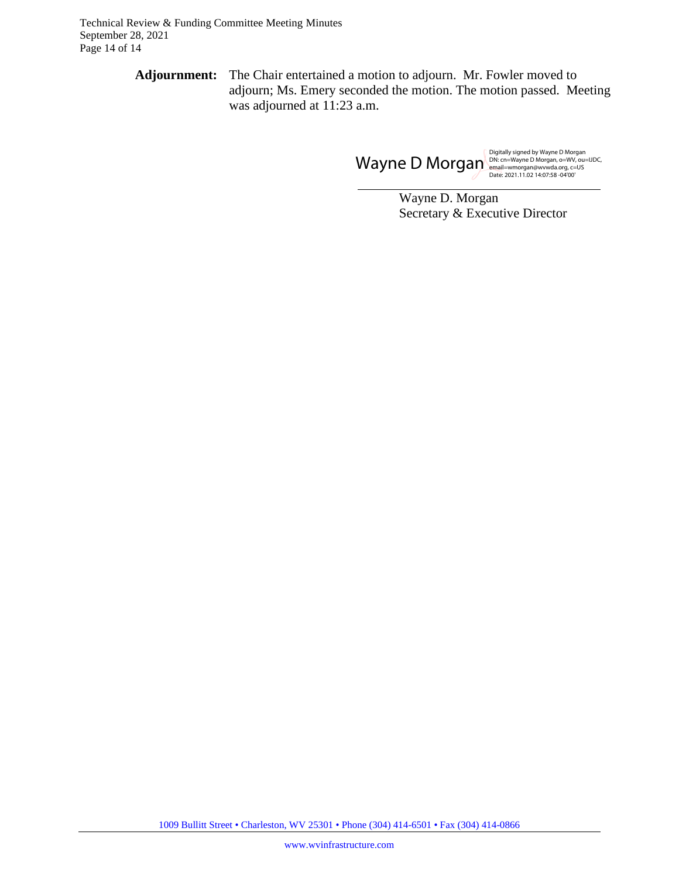**Adjournment:** The Chair entertained a motion to adjourn. Mr. Fowler moved to adjourn; Ms. Emery seconded the motion. The motion passed. Meeting was adjourned at 11:23 a.m.

Wayne D Morgan

Digitally signed by Wayne D Morgan
DN: cn=Wayne D Morgan, o=WV, ou=IJDC, email=wmorgan@wvwda.org, c=US
Date: 2021.11.02 14:07:58 -04'00'

Wayne D. Morgan
Secretary & Executive Director

1009 Bullitt Street • Charleston, WV 25301 • Phone (304) 414-6501 • Fax (304) 414-0866

www.wvinfrastructure.com